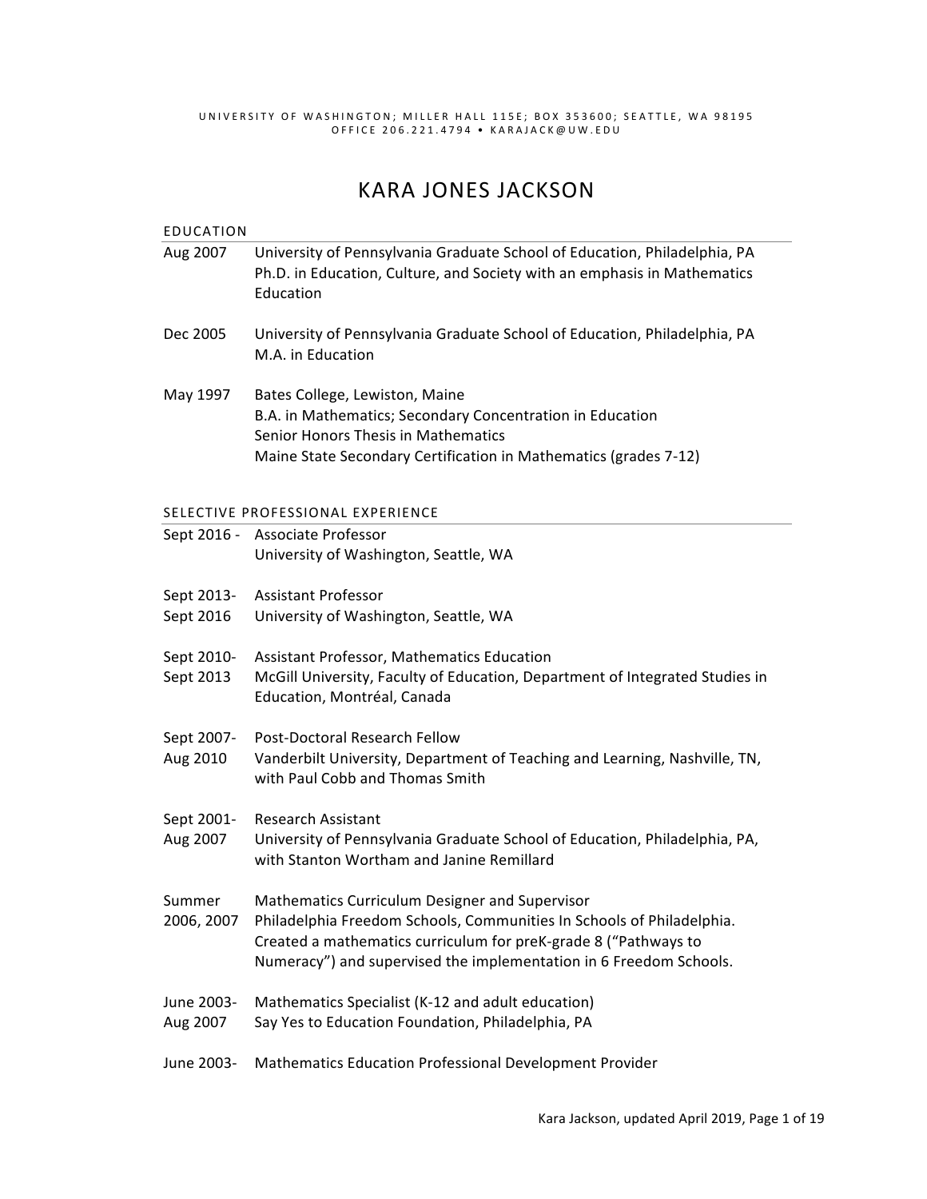UNIVERSITY OF WASHINGTON; MILLER HALL 115E; BOX 353600; SEATTLE, WA 98195
OFFICE 206.221.4794 • KARAJACK@UW.EDU

# KARA JONES JACKSON

## EDUCATION

**Aug 2007** University of Pennsylvania Graduate School of Education, Philadelphia, PA
Ph.D. in Education, Culture, and Society with an emphasis in Mathematics Education

**Dec 2005** University of Pennsylvania Graduate School of Education, Philadelphia, PA
M.A. in Education

**May 1997** Bates College, Lewiston, Maine
B.A. in Mathematics; Secondary Concentration in Education
Senior Honors Thesis in Mathematics
Maine State Secondary Certification in Mathematics (grades 7-12)

## SELECTIVE PROFESSIONAL EXPERIENCE

**Sept 2016 -** Associate Professor
University of Washington, Seattle, WA

**Sept 2013- Sept 2016** Assistant Professor
University of Washington, Seattle, WA

**Sept 2010- Sept 2013** Assistant Professor, Mathematics Education
McGill University, Faculty of Education, Department of Integrated Studies in Education, Montréal, Canada

**Sept 2007- Aug 2010** Post-Doctoral Research Fellow
Vanderbilt University, Department of Teaching and Learning, Nashville, TN, with Paul Cobb and Thomas Smith

**Sept 2001- Aug 2007** Research Assistant
University of Pennsylvania Graduate School of Education, Philadelphia, PA, with Stanton Wortham and Janine Remillard

**Summer 2006, 2007** Mathematics Curriculum Designer and Supervisor
Philadelphia Freedom Schools, Communities In Schools of Philadelphia. Created a mathematics curriculum for preK-grade 8 ("Pathways to Numeracy") and supervised the implementation in 6 Freedom Schools.

**June 2003- Aug 2007** Mathematics Specialist (K-12 and adult education)
Say Yes to Education Foundation, Philadelphia, PA

**June 2003-** Mathematics Education Professional Development Provider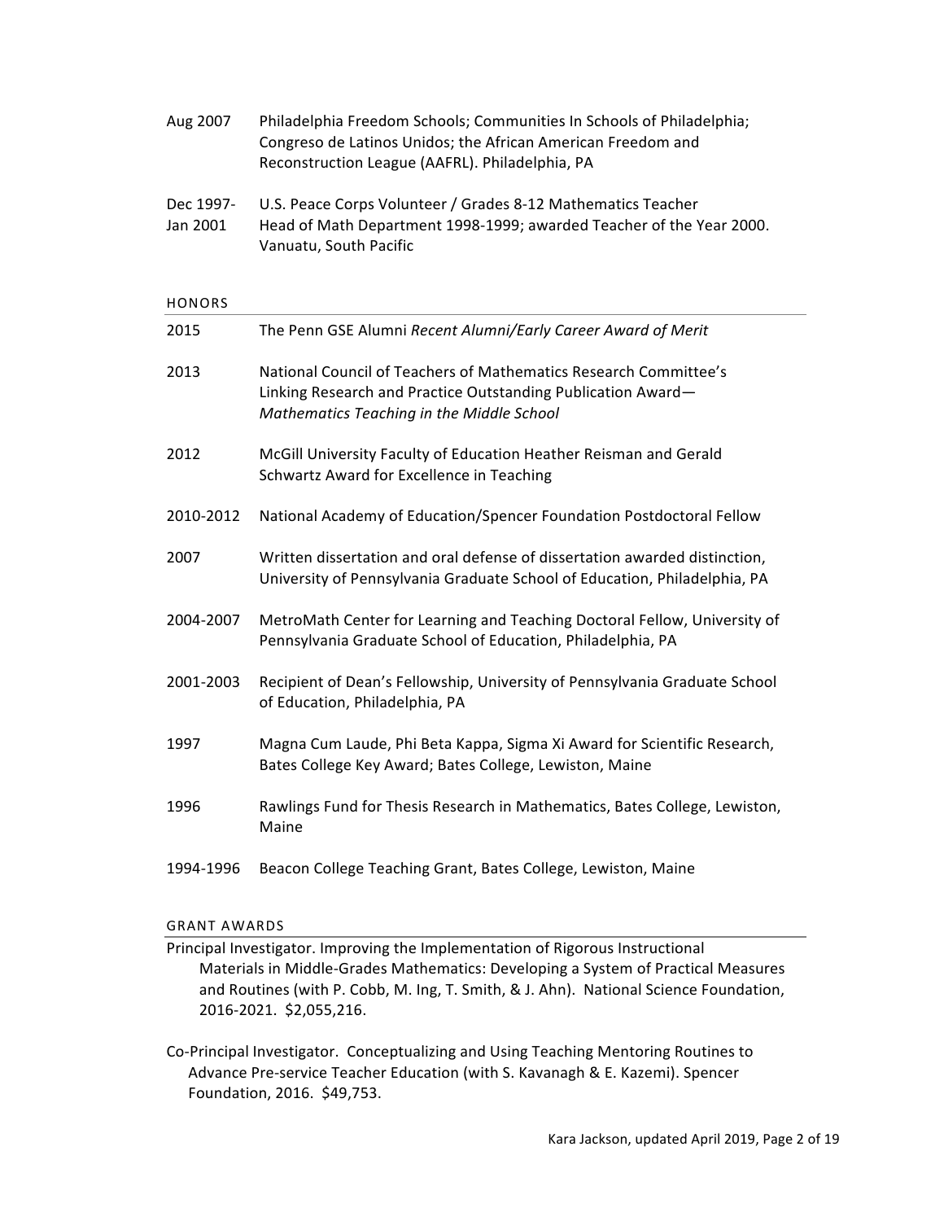| | |
|---|---|
| Aug 2007 | Philadelphia Freedom Schools; Communities In Schools of Philadelphia; Congreso de Latinos Unidos; the African American Freedom and Reconstruction League (AAFRL). Philadelphia, PA |
| Dec 1997-Jan 2001 | U.S. Peace Corps Volunteer / Grades 8-12 Mathematics Teacher<br>Head of Math Department 1998-1999; awarded Teacher of the Year 2000.<br>Vanuatu, South Pacific |

## HONORS

| | |
|---|---|
| 2015 | The Penn GSE Alumni *Recent Alumni/Early Career Award of Merit* |
| 2013 | National Council of Teachers of Mathematics Research Committee's Linking Research and Practice Outstanding Publication Award—*Mathematics Teaching in the Middle School* |
| 2012 | McGill University Faculty of Education Heather Reisman and Gerald Schwartz Award for Excellence in Teaching |
| 2010-2012 | National Academy of Education/Spencer Foundation Postdoctoral Fellow |
| 2007 | Written dissertation and oral defense of dissertation awarded distinction, University of Pennsylvania Graduate School of Education, Philadelphia, PA |
| 2004-2007 | MetroMath Center for Learning and Teaching Doctoral Fellow, University of Pennsylvania Graduate School of Education, Philadelphia, PA |
| 2001-2003 | Recipient of Dean's Fellowship, University of Pennsylvania Graduate School of Education, Philadelphia, PA |
| 1997 | Magna Cum Laude, Phi Beta Kappa, Sigma Xi Award for Scientific Research, Bates College Key Award; Bates College, Lewiston, Maine |
| 1996 | Rawlings Fund for Thesis Research in Mathematics, Bates College, Lewiston, Maine |
| 1994-1996 | Beacon College Teaching Grant, Bates College, Lewiston, Maine |

## GRANT AWARDS

Principal Investigator. Improving the Implementation of Rigorous Instructional Materials in Middle-Grades Mathematics: Developing a System of Practical Measures and Routines (with P. Cobb, M. Ing, T. Smith, & J. Ahn). National Science Foundation, 2016-2021. $2,055,216.

Co-Principal Investigator. Conceptualizing and Using Teaching Mentoring Routines to Advance Pre-service Teacher Education (with S. Kavanagh & E. Kazemi). Spencer Foundation, 2016. $49,753.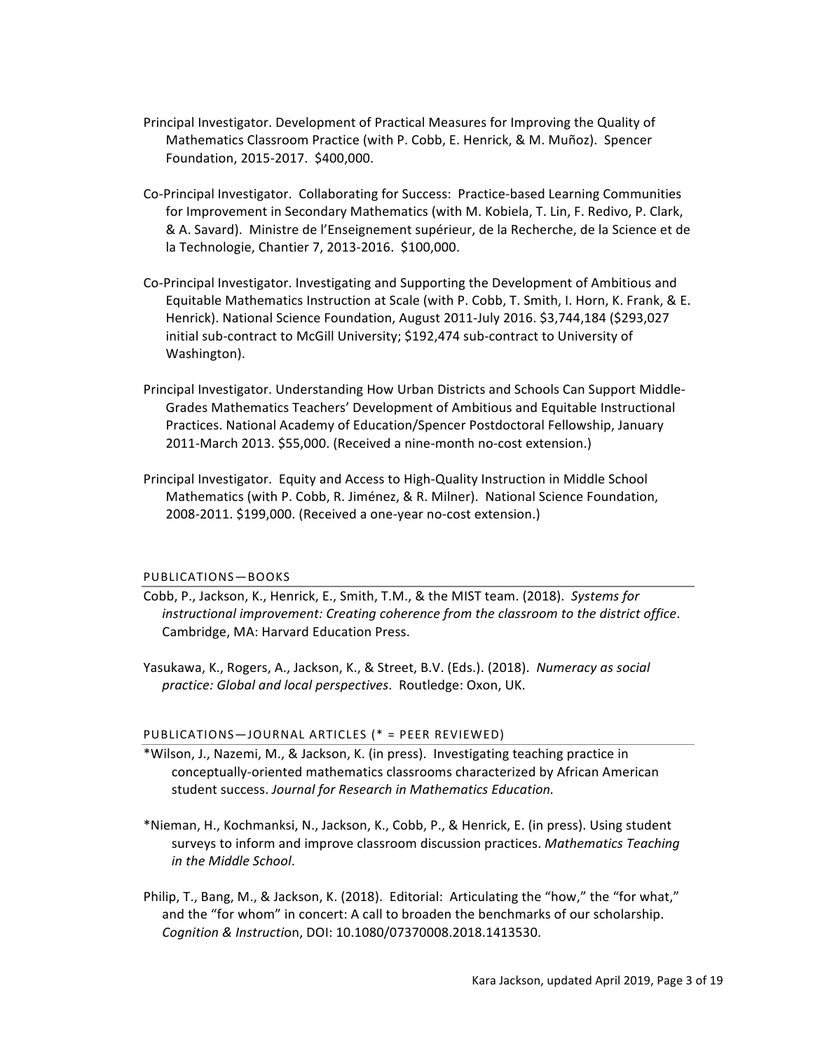Principal Investigator. Development of Practical Measures for Improving the Quality of Mathematics Classroom Practice (with P. Cobb, E. Henrick, & M. Muñoz). Spencer Foundation, 2015-2017. $400,000.

Co-Principal Investigator. Collaborating for Success: Practice-based Learning Communities for Improvement in Secondary Mathematics (with M. Kobiela, T. Lin, F. Redivo, P. Clark, & A. Savard). Ministre de l'Enseignement supérieur, de la Recherche, de la Science et de la Technologie, Chantier 7, 2013-2016. $100,000.

Co-Principal Investigator. Investigating and Supporting the Development of Ambitious and Equitable Mathematics Instruction at Scale (with P. Cobb, T. Smith, I. Horn, K. Frank, & E. Henrick). National Science Foundation, August 2011-July 2016. $3,744,184 ($293,027 initial sub-contract to McGill University; $192,474 sub-contract to University of Washington).

Principal Investigator. Understanding How Urban Districts and Schools Can Support Middle-Grades Mathematics Teachers' Development of Ambitious and Equitable Instructional Practices. National Academy of Education/Spencer Postdoctoral Fellowship, January 2011-March 2013. $55,000. (Received a nine-month no-cost extension.)

Principal Investigator. Equity and Access to High-Quality Instruction in Middle School Mathematics (with P. Cobb, R. Jiménez, & R. Milner). National Science Foundation, 2008-2011. $199,000. (Received a one-year no-cost extension.)

## PUBLICATIONS—BOOKS

Cobb, P., Jackson, K., Henrick, E., Smith, T.M., & the MIST team. (2018). *Systems for instructional improvement: Creating coherence from the classroom to the district office*. Cambridge, MA: Harvard Education Press.

Yasukawa, K., Rogers, A., Jackson, K., & Street, B.V. (Eds.). (2018). *Numeracy as social practice: Global and local perspectives*. Routledge: Oxon, UK.

## PUBLICATIONS—JOURNAL ARTICLES (* = PEER REVIEWED)

*Wilson, J., Nazemi, M., & Jackson, K. (in press). Investigating teaching practice in conceptually-oriented mathematics classrooms characterized by African American student success. *Journal for Research in Mathematics Education.*

*Nieman, H., Kochmanksi, N., Jackson, K., Cobb, P., & Henrick, E. (in press). Using student surveys to inform and improve classroom discussion practices. *Mathematics Teaching in the Middle School*.

Philip, T., Bang, M., & Jackson, K. (2018). Editorial: Articulating the "how," the "for what," and the "for whom" in concert: A call to broaden the benchmarks of our scholarship. *Cognition & Instruction*, DOI: 10.1080/07370008.2018.1413530.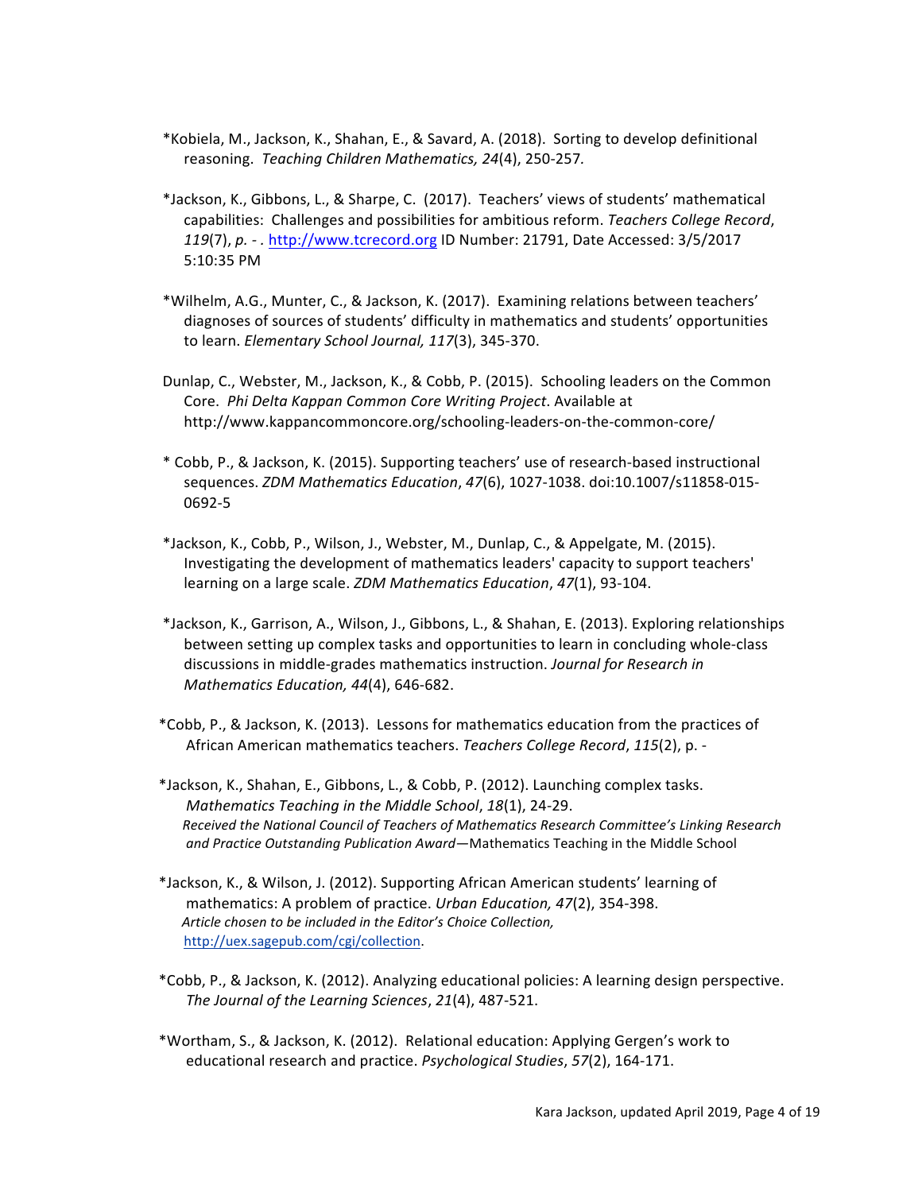*Kobiela, M., Jackson, K., Shahan, E., & Savard, A. (2018). Sorting to develop definitional reasoning. *Teaching Children Mathematics, 24*(4), 250-257.

*Jackson, K., Gibbons, L., & Sharpe, C. (2017). Teachers' views of students' mathematical capabilities: Challenges and possibilities for ambitious reform. *Teachers College Record*, *119*(7), *p. - .* http://www.tcrecord.org ID Number: 21791, Date Accessed: 3/5/2017 5:10:35 PM

*Wilhelm, A.G., Munter, C., & Jackson, K. (2017). Examining relations between teachers' diagnoses of sources of students' difficulty in mathematics and students' opportunities to learn. *Elementary School Journal, 117*(3), 345-370.

Dunlap, C., Webster, M., Jackson, K., & Cobb, P. (2015). Schooling leaders on the Common Core. *Phi Delta Kappan Common Core Writing Project*. Available at http://www.kappancommoncore.org/schooling-leaders-on-the-common-core/

* Cobb, P., & Jackson, K. (2015). Supporting teachers' use of research-based instructional sequences. *ZDM Mathematics Education*, *47*(6), 1027-1038. doi:10.1007/s11858-015-0692-5

*Jackson, K., Cobb, P., Wilson, J., Webster, M., Dunlap, C., & Appelgate, M. (2015). Investigating the development of mathematics leaders' capacity to support teachers' learning on a large scale. *ZDM Mathematics Education*, *47*(1), 93-104.

*Jackson, K., Garrison, A., Wilson, J., Gibbons, L., & Shahan, E. (2013). Exploring relationships between setting up complex tasks and opportunities to learn in concluding whole-class discussions in middle-grades mathematics instruction. *Journal for Research in Mathematics Education, 44*(4), 646-682.

*Cobb, P., & Jackson, K. (2013). Lessons for mathematics education from the practices of African American mathematics teachers. *Teachers College Record*, *115*(2), p. -

*Jackson, K., Shahan, E., Gibbons, L., & Cobb, P. (2012). Launching complex tasks. *Mathematics Teaching in the Middle School*, *18*(1), 24-29.
*Received the National Council of Teachers of Mathematics Research Committee's Linking Research and Practice Outstanding Publication Award*—Mathematics Teaching in the Middle School

*Jackson, K., & Wilson, J. (2012). Supporting African American students' learning of mathematics: A problem of practice. *Urban Education, 47*(2), 354-398.
*Article chosen to be included in the Editor's Choice Collection,* http://uex.sagepub.com/cgi/collection.

*Cobb, P., & Jackson, K. (2012). Analyzing educational policies: A learning design perspective. *The Journal of the Learning Sciences*, *21*(4), 487-521.

*Wortham, S., & Jackson, K. (2012). Relational education: Applying Gergen's work to educational research and practice. *Psychological Studies*, *57*(2), 164-171.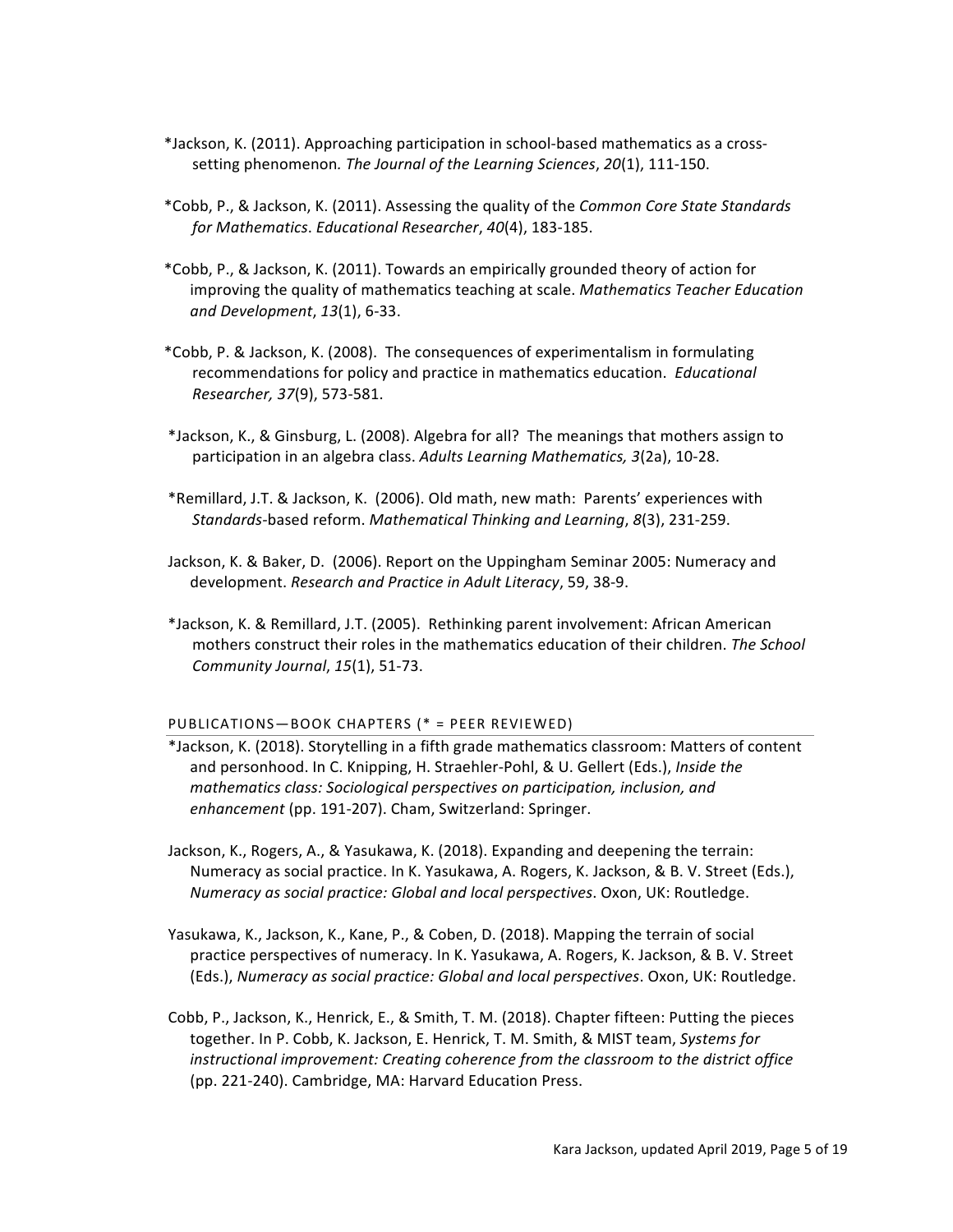*Jackson, K. (2011). Approaching participation in school-based mathematics as a cross-setting phenomenon. *The Journal of the Learning Sciences*, *20*(1), 111-150.

*Cobb, P., & Jackson, K. (2011). Assessing the quality of the *Common Core State Standards for Mathematics*. *Educational Researcher*, *40*(4), 183-185.

*Cobb, P., & Jackson, K. (2011). Towards an empirically grounded theory of action for improving the quality of mathematics teaching at scale. *Mathematics Teacher Education and Development*, *13*(1), 6-33.

*Cobb, P. & Jackson, K. (2008). The consequences of experimentalism in formulating recommendations for policy and practice in mathematics education. *Educational Researcher, 37*(9), 573-581.

*Jackson, K., & Ginsburg, L. (2008). Algebra for all? The meanings that mothers assign to participation in an algebra class. *Adults Learning Mathematics, 3*(2a), 10-28.

*Remillard, J.T. & Jackson, K. (2006). Old math, new math: Parents' experiences with *Standards*-based reform. *Mathematical Thinking and Learning*, *8*(3), 231-259.

Jackson, K. & Baker, D. (2006). Report on the Uppingham Seminar 2005: Numeracy and development. *Research and Practice in Adult Literacy*, 59, 38-9.

*Jackson, K. & Remillard, J.T. (2005). Rethinking parent involvement: African American mothers construct their roles in the mathematics education of their children. *The School Community Journal*, *15*(1), 51-73.

## PUBLICATIONS—BOOK CHAPTERS (* = PEER REVIEWED)

*Jackson, K. (2018). Storytelling in a fifth grade mathematics classroom: Matters of content and personhood. In C. Knipping, H. Straehler-Pohl, & U. Gellert (Eds.), *Inside the mathematics class: Sociological perspectives on participation, inclusion, and enhancement* (pp. 191-207). Cham, Switzerland: Springer.

Jackson, K., Rogers, A., & Yasukawa, K. (2018). Expanding and deepening the terrain: Numeracy as social practice. In K. Yasukawa, A. Rogers, K. Jackson, & B. V. Street (Eds.), *Numeracy as social practice: Global and local perspectives*. Oxon, UK: Routledge.

Yasukawa, K., Jackson, K., Kane, P., & Coben, D. (2018). Mapping the terrain of social practice perspectives of numeracy. In K. Yasukawa, A. Rogers, K. Jackson, & B. V. Street (Eds.), *Numeracy as social practice: Global and local perspectives*. Oxon, UK: Routledge.

Cobb, P., Jackson, K., Henrick, E., & Smith, T. M. (2018). Chapter fifteen: Putting the pieces together. In P. Cobb, K. Jackson, E. Henrick, T. M. Smith, & MIST team, *Systems for instructional improvement: Creating coherence from the classroom to the district office* (pp. 221-240). Cambridge, MA: Harvard Education Press.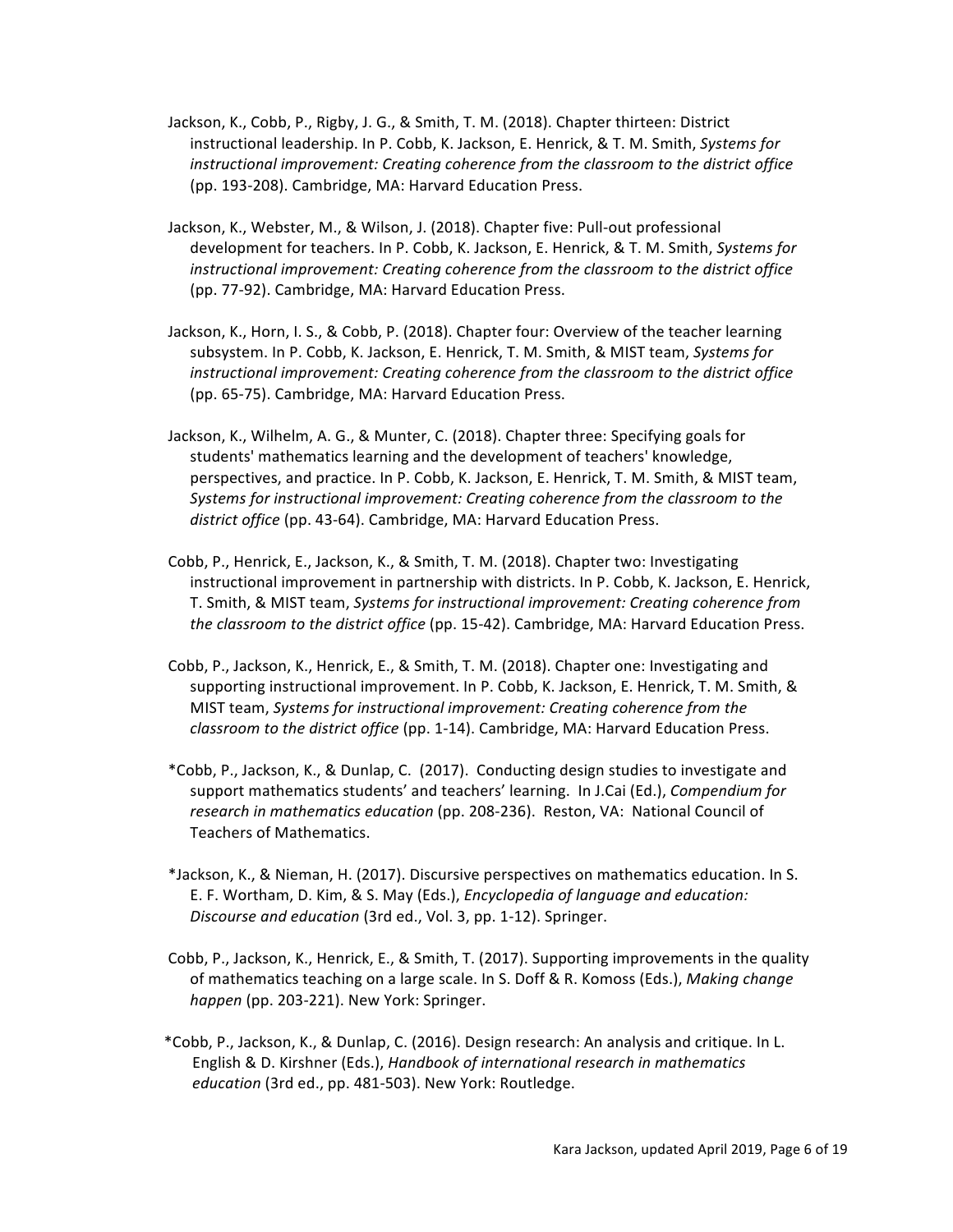Jackson, K., Cobb, P., Rigby, J. G., & Smith, T. M. (2018). Chapter thirteen: District instructional leadership. In P. Cobb, K. Jackson, E. Henrick, & T. M. Smith, *Systems for instructional improvement: Creating coherence from the classroom to the district office* (pp. 193-208). Cambridge, MA: Harvard Education Press.

Jackson, K., Webster, M., & Wilson, J. (2018). Chapter five: Pull-out professional development for teachers. In P. Cobb, K. Jackson, E. Henrick, & T. M. Smith, *Systems for instructional improvement: Creating coherence from the classroom to the district office* (pp. 77-92). Cambridge, MA: Harvard Education Press.

Jackson, K., Horn, I. S., & Cobb, P. (2018). Chapter four: Overview of the teacher learning subsystem. In P. Cobb, K. Jackson, E. Henrick, T. M. Smith, & MIST team, *Systems for instructional improvement: Creating coherence from the classroom to the district office* (pp. 65-75). Cambridge, MA: Harvard Education Press.

Jackson, K., Wilhelm, A. G., & Munter, C. (2018). Chapter three: Specifying goals for students' mathematics learning and the development of teachers' knowledge, perspectives, and practice. In P. Cobb, K. Jackson, E. Henrick, T. M. Smith, & MIST team, *Systems for instructional improvement: Creating coherence from the classroom to the district office* (pp. 43-64). Cambridge, MA: Harvard Education Press.

Cobb, P., Henrick, E., Jackson, K., & Smith, T. M. (2018). Chapter two: Investigating instructional improvement in partnership with districts. In P. Cobb, K. Jackson, E. Henrick, T. Smith, & MIST team, *Systems for instructional improvement: Creating coherence from the classroom to the district office* (pp. 15-42). Cambridge, MA: Harvard Education Press.

Cobb, P., Jackson, K., Henrick, E., & Smith, T. M. (2018). Chapter one: Investigating and supporting instructional improvement. In P. Cobb, K. Jackson, E. Henrick, T. M. Smith, & MIST team, *Systems for instructional improvement: Creating coherence from the classroom to the district office* (pp. 1-14). Cambridge, MA: Harvard Education Press.

*Cobb, P., Jackson, K., & Dunlap, C. (2017). Conducting design studies to investigate and support mathematics students' and teachers' learning. In J.Cai (Ed.), *Compendium for research in mathematics education* (pp. 208-236). Reston, VA: National Council of Teachers of Mathematics.

*Jackson, K., & Nieman, H. (2017). Discursive perspectives on mathematics education. In S. E. F. Wortham, D. Kim, & S. May (Eds.), *Encyclopedia of language and education: Discourse and education* (3rd ed., Vol. 3, pp. 1-12). Springer.

Cobb, P., Jackson, K., Henrick, E., & Smith, T. (2017). Supporting improvements in the quality of mathematics teaching on a large scale. In S. Doff & R. Komoss (Eds.), *Making change happen* (pp. 203-221). New York: Springer.

*Cobb, P., Jackson, K., & Dunlap, C. (2016). Design research: An analysis and critique. In L. English & D. Kirshner (Eds.), *Handbook of international research in mathematics education* (3rd ed., pp. 481-503). New York: Routledge.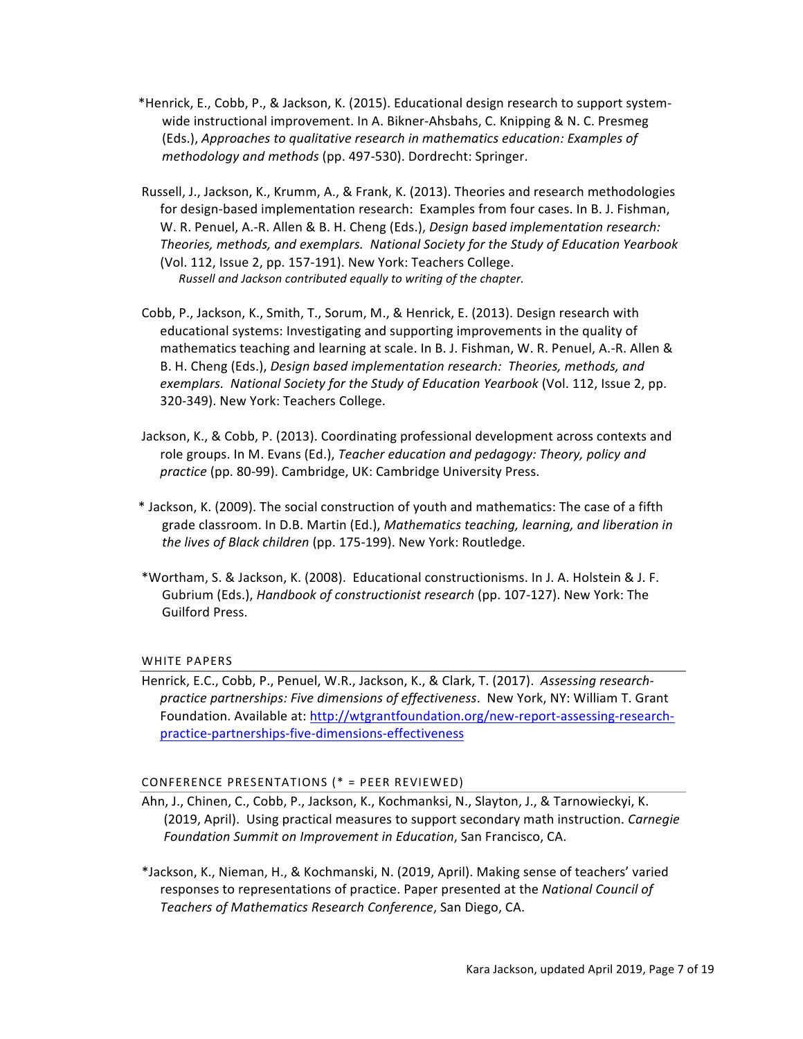*Henrick, E., Cobb, P., & Jackson, K. (2015). Educational design research to support system-wide instructional improvement. In A. Bikner-Ahsbahs, C. Knipping & N. C. Presmeg (Eds.), *Approaches to qualitative research in mathematics education: Examples of methodology and methods* (pp. 497-530). Dordrecht: Springer.

Russell, J., Jackson, K., Krumm, A., & Frank, K. (2013). Theories and research methodologies for design-based implementation research: Examples from four cases. In B. J. Fishman, W. R. Penuel, A.-R. Allen & B. H. Cheng (Eds.), *Design based implementation research: Theories, methods, and exemplars. National Society for the Study of Education Yearbook* (Vol. 112, Issue 2, pp. 157-191). New York: Teachers College.
*Russell and Jackson contributed equally to writing of the chapter.*

Cobb, P., Jackson, K., Smith, T., Sorum, M., & Henrick, E. (2013). Design research with educational systems: Investigating and supporting improvements in the quality of mathematics teaching and learning at scale. In B. J. Fishman, W. R. Penuel, A.-R. Allen & B. H. Cheng (Eds.), *Design based implementation research: Theories, methods, and exemplars. National Society for the Study of Education Yearbook* (Vol. 112, Issue 2, pp. 320-349). New York: Teachers College.

Jackson, K., & Cobb, P. (2013). Coordinating professional development across contexts and role groups. In M. Evans (Ed.), *Teacher education and pedagogy: Theory, policy and practice* (pp. 80-99). Cambridge, UK: Cambridge University Press.

* Jackson, K. (2009). The social construction of youth and mathematics: The case of a fifth grade classroom. In D.B. Martin (Ed.), *Mathematics teaching, learning, and liberation in the lives of Black children* (pp. 175-199). New York: Routledge.

*Wortham, S. & Jackson, K. (2008). Educational constructionisms. In J. A. Holstein & J. F. Gubrium (Eds.), *Handbook of constructionist research* (pp. 107-127). New York: The Guilford Press.

## WHITE PAPERS

Henrick, E.C., Cobb, P., Penuel, W.R., Jackson, K., & Clark, T. (2017). *Assessing research-practice partnerships: Five dimensions of effectiveness*. New York, NY: William T. Grant Foundation. Available at: [http://wtgrantfoundation.org/new-report-assessing-research-practice-partnerships-five-dimensions-effectiveness](http://wtgrantfoundation.org/new-report-assessing-research-practice-partnerships-five-dimensions-effectiveness)

## CONFERENCE PRESENTATIONS (* = PEER REVIEWED)

Ahn, J., Chinen, C., Cobb, P., Jackson, K., Kochmanksi, N., Slayton, J., & Tarnowieckyi, K. (2019, April). Using practical measures to support secondary math instruction. *Carnegie Foundation Summit on Improvement in Education*, San Francisco, CA.

*Jackson, K., Nieman, H., & Kochmanski, N. (2019, April). Making sense of teachers' varied responses to representations of practice. Paper presented at the *National Council of Teachers of Mathematics Research Conference*, San Diego, CA.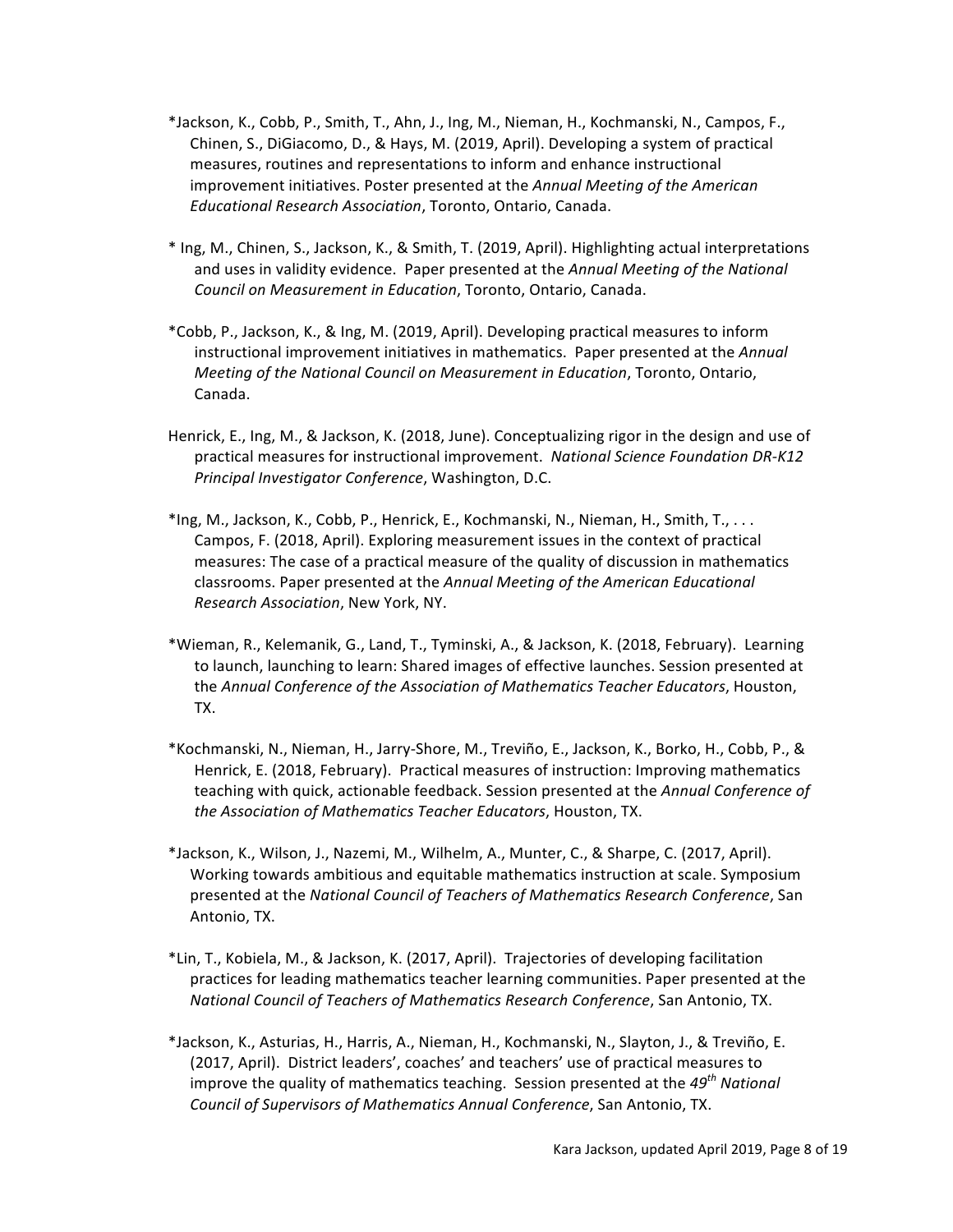*Jackson, K., Cobb, P., Smith, T., Ahn, J., Ing, M., Nieman, H., Kochmanski, N., Campos, F., Chinen, S., DiGiacomo, D., & Hays, M. (2019, April). Developing a system of practical measures, routines and representations to inform and enhance instructional improvement initiatives. Poster presented at the *Annual Meeting of the American Educational Research Association*, Toronto, Ontario, Canada.

* Ing, M., Chinen, S., Jackson, K., & Smith, T. (2019, April). Highlighting actual interpretations and uses in validity evidence. Paper presented at the *Annual Meeting of the National Council on Measurement in Education*, Toronto, Ontario, Canada.

*Cobb, P., Jackson, K., & Ing, M. (2019, April). Developing practical measures to inform instructional improvement initiatives in mathematics. Paper presented at the *Annual Meeting of the National Council on Measurement in Education*, Toronto, Ontario, Canada.

Henrick, E., Ing, M., & Jackson, K. (2018, June). Conceptualizing rigor in the design and use of practical measures for instructional improvement. *National Science Foundation DR-K12 Principal Investigator Conference*, Washington, D.C.

*Ing, M., Jackson, K., Cobb, P., Henrick, E., Kochmanski, N., Nieman, H., Smith, T., . . . Campos, F. (2018, April). Exploring measurement issues in the context of practical measures: The case of a practical measure of the quality of discussion in mathematics classrooms. Paper presented at the *Annual Meeting of the American Educational Research Association*, New York, NY.

*Wieman, R., Kelemanik, G., Land, T., Tyminski, A., & Jackson, K. (2018, February). Learning to launch, launching to learn: Shared images of effective launches. Session presented at the *Annual Conference of the Association of Mathematics Teacher Educators*, Houston, TX.

*Kochmanski, N., Nieman, H., Jarry-Shore, M., Treviño, E., Jackson, K., Borko, H., Cobb, P., & Henrick, E. (2018, February). Practical measures of instruction: Improving mathematics teaching with quick, actionable feedback. Session presented at the *Annual Conference of the Association of Mathematics Teacher Educators*, Houston, TX.

*Jackson, K., Wilson, J., Nazemi, M., Wilhelm, A., Munter, C., & Sharpe, C. (2017, April). Working towards ambitious and equitable mathematics instruction at scale. Symposium presented at the *National Council of Teachers of Mathematics Research Conference*, San Antonio, TX.

*Lin, T., Kobiela, M., & Jackson, K. (2017, April). Trajectories of developing facilitation practices for leading mathematics teacher learning communities. Paper presented at the *National Council of Teachers of Mathematics Research Conference*, San Antonio, TX.

*Jackson, K., Asturias, H., Harris, A., Nieman, H., Kochmanski, N., Slayton, J., & Treviño, E. (2017, April). District leaders', coaches' and teachers' use of practical measures to improve the quality of mathematics teaching. Session presented at the *49th National Council of Supervisors of Mathematics Annual Conference*, San Antonio, TX.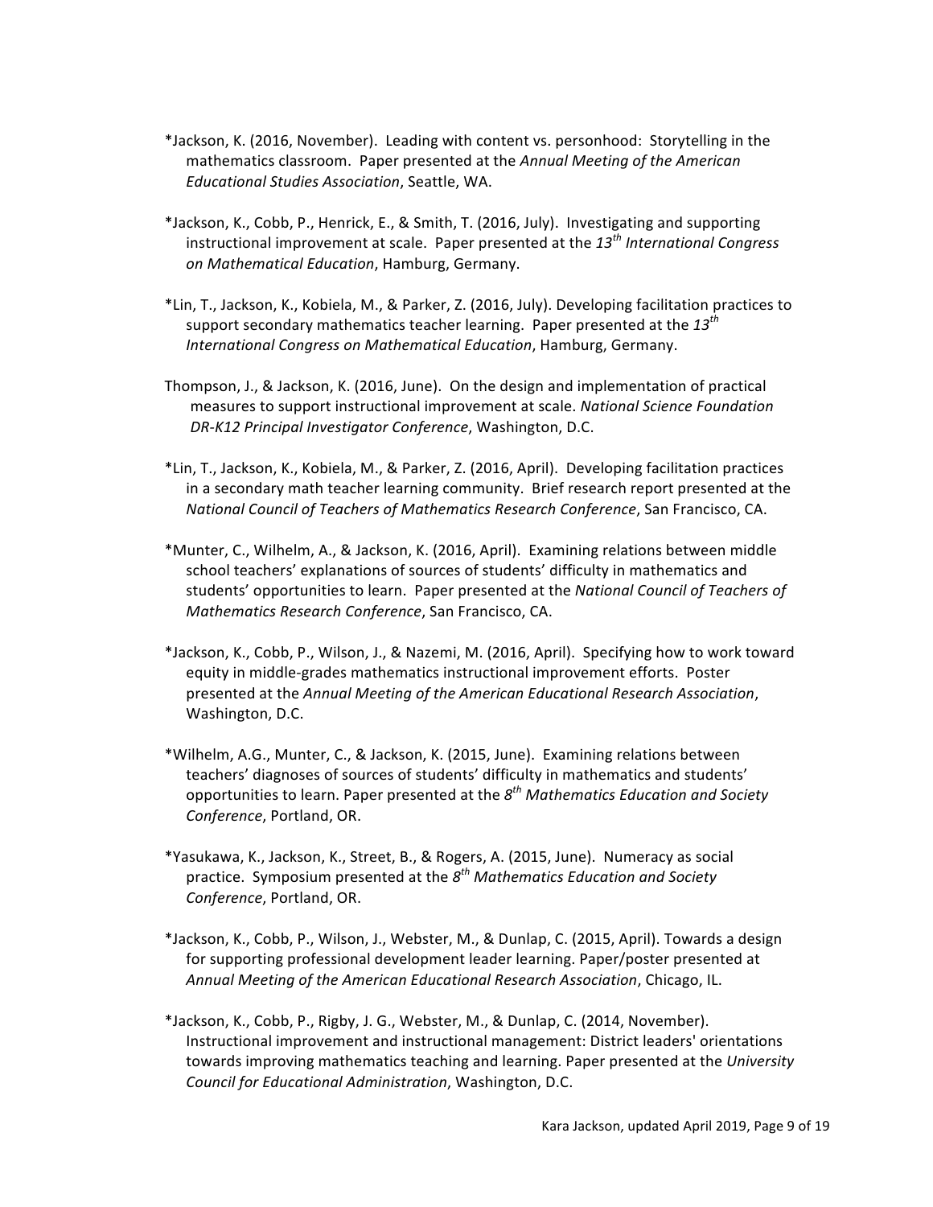*Jackson, K. (2016, November). Leading with content vs. personhood: Storytelling in the mathematics classroom. Paper presented at the *Annual Meeting of the American Educational Studies Association*, Seattle, WA.

*Jackson, K., Cobb, P., Henrick, E., & Smith, T. (2016, July). Investigating and supporting instructional improvement at scale. Paper presented at the *13th International Congress on Mathematical Education*, Hamburg, Germany.

*Lin, T., Jackson, K., Kobiela, M., & Parker, Z. (2016, July). Developing facilitation practices to support secondary mathematics teacher learning. Paper presented at the *13th International Congress on Mathematical Education*, Hamburg, Germany.

Thompson, J., & Jackson, K. (2016, June). On the design and implementation of practical measures to support instructional improvement at scale. *National Science Foundation DR-K12 Principal Investigator Conference*, Washington, D.C.

*Lin, T., Jackson, K., Kobiela, M., & Parker, Z. (2016, April). Developing facilitation practices in a secondary math teacher learning community. Brief research report presented at the *National Council of Teachers of Mathematics Research Conference*, San Francisco, CA.

*Munter, C., Wilhelm, A., & Jackson, K. (2016, April). Examining relations between middle school teachers' explanations of sources of students' difficulty in mathematics and students' opportunities to learn. Paper presented at the *National Council of Teachers of Mathematics Research Conference*, San Francisco, CA.

*Jackson, K., Cobb, P., Wilson, J., & Nazemi, M. (2016, April). Specifying how to work toward equity in middle-grades mathematics instructional improvement efforts. Poster presented at the *Annual Meeting of the American Educational Research Association*, Washington, D.C.

*Wilhelm, A.G., Munter, C., & Jackson, K. (2015, June). Examining relations between teachers' diagnoses of sources of students' difficulty in mathematics and students' opportunities to learn. Paper presented at the *8th Mathematics Education and Society Conference*, Portland, OR.

*Yasukawa, K., Jackson, K., Street, B., & Rogers, A. (2015, June). Numeracy as social practice. Symposium presented at the *8th Mathematics Education and Society Conference*, Portland, OR.

*Jackson, K., Cobb, P., Wilson, J., Webster, M., & Dunlap, C. (2015, April). Towards a design for supporting professional development leader learning. Paper/poster presented at *Annual Meeting of the American Educational Research Association*, Chicago, IL.

*Jackson, K., Cobb, P., Rigby, J. G., Webster, M., & Dunlap, C. (2014, November). Instructional improvement and instructional management: District leaders' orientations towards improving mathematics teaching and learning. Paper presented at the *University Council for Educational Administration*, Washington, D.C.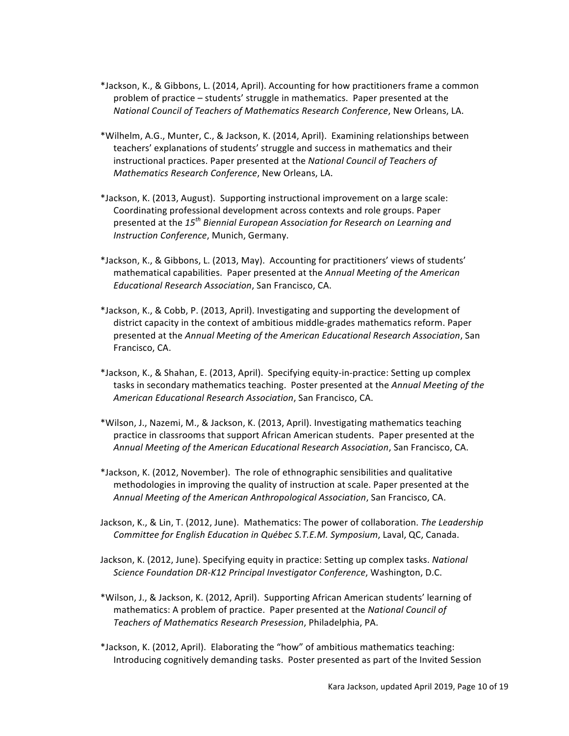*Jackson, K., & Gibbons, L. (2014, April). Accounting for how practitioners frame a common problem of practice – students' struggle in mathematics. Paper presented at the *National Council of Teachers of Mathematics Research Conference*, New Orleans, LA.

*Wilhelm, A.G., Munter, C., & Jackson, K. (2014, April). Examining relationships between teachers' explanations of students' struggle and success in mathematics and their instructional practices. Paper presented at the *National Council of Teachers of Mathematics Research Conference*, New Orleans, LA.

*Jackson, K. (2013, August). Supporting instructional improvement on a large scale: Coordinating professional development across contexts and role groups. Paper presented at the *15th Biennial European Association for Research on Learning and Instruction Conference*, Munich, Germany.

*Jackson, K., & Gibbons, L. (2013, May). Accounting for practitioners' views of students' mathematical capabilities. Paper presented at the *Annual Meeting of the American Educational Research Association*, San Francisco, CA.

*Jackson, K., & Cobb, P. (2013, April). Investigating and supporting the development of district capacity in the context of ambitious middle-grades mathematics reform. Paper presented at the *Annual Meeting of the American Educational Research Association*, San Francisco, CA.

*Jackson, K., & Shahan, E. (2013, April). Specifying equity-in-practice: Setting up complex tasks in secondary mathematics teaching. Poster presented at the *Annual Meeting of the American Educational Research Association*, San Francisco, CA.

*Wilson, J., Nazemi, M., & Jackson, K. (2013, April). Investigating mathematics teaching practice in classrooms that support African American students. Paper presented at the *Annual Meeting of the American Educational Research Association*, San Francisco, CA.

*Jackson, K. (2012, November). The role of ethnographic sensibilities and qualitative methodologies in improving the quality of instruction at scale. Paper presented at the *Annual Meeting of the American Anthropological Association*, San Francisco, CA.

Jackson, K., & Lin, T. (2012, June). Mathematics: The power of collaboration. *The Leadership Committee for English Education in Québec S.T.E.M. Symposium*, Laval, QC, Canada.

Jackson, K. (2012, June). Specifying equity in practice: Setting up complex tasks. *National Science Foundation DR-K12 Principal Investigator Conference*, Washington, D.C.

*Wilson, J., & Jackson, K. (2012, April). Supporting African American students' learning of mathematics: A problem of practice. Paper presented at the *National Council of Teachers of Mathematics Research Presession*, Philadelphia, PA.

*Jackson, K. (2012, April). Elaborating the "how" of ambitious mathematics teaching: Introducing cognitively demanding tasks. Poster presented as part of the Invited Session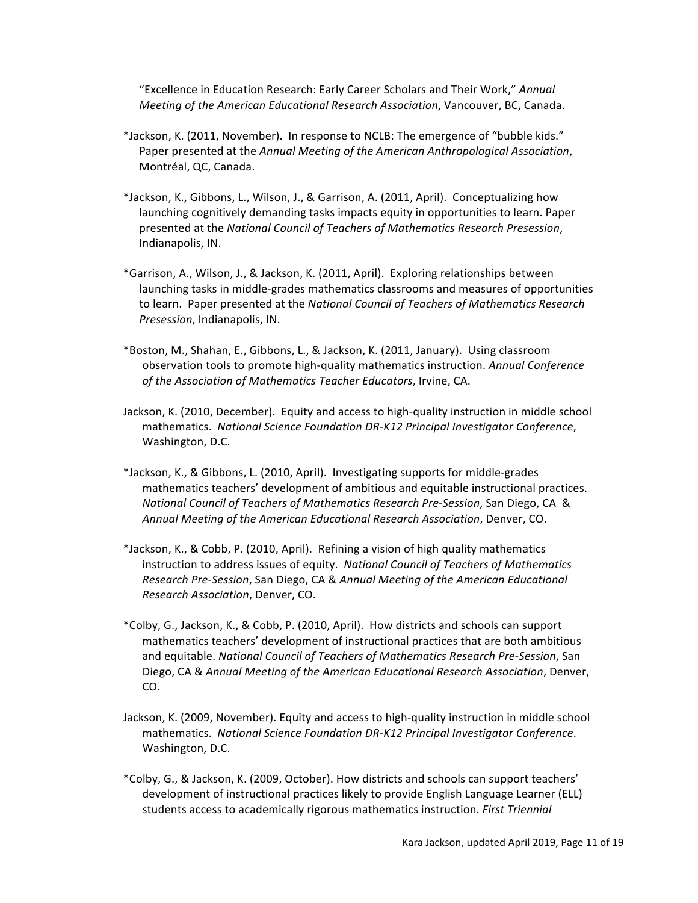"Excellence in Education Research: Early Career Scholars and Their Work," *Annual Meeting of the American Educational Research Association*, Vancouver, BC, Canada.

*Jackson, K. (2011, November). In response to NCLB: The emergence of "bubble kids." Paper presented at the *Annual Meeting of the American Anthropological Association*, Montréal, QC, Canada.

*Jackson, K., Gibbons, L., Wilson, J., & Garrison, A. (2011, April). Conceptualizing how launching cognitively demanding tasks impacts equity in opportunities to learn. Paper presented at the *National Council of Teachers of Mathematics Research Presession*, Indianapolis, IN.

*Garrison, A., Wilson, J., & Jackson, K. (2011, April). Exploring relationships between launching tasks in middle-grades mathematics classrooms and measures of opportunities to learn. Paper presented at the *National Council of Teachers of Mathematics Research Presession*, Indianapolis, IN.

*Boston, M., Shahan, E., Gibbons, L., & Jackson, K. (2011, January). Using classroom observation tools to promote high-quality mathematics instruction. *Annual Conference of the Association of Mathematics Teacher Educators*, Irvine, CA.

Jackson, K. (2010, December). Equity and access to high-quality instruction in middle school mathematics. *National Science Foundation DR-K12 Principal Investigator Conference*, Washington, D.C.

*Jackson, K., & Gibbons, L. (2010, April). Investigating supports for middle-grades mathematics teachers' development of ambitious and equitable instructional practices. *National Council of Teachers of Mathematics Research Pre-Session*, San Diego, CA & *Annual Meeting of the American Educational Research Association*, Denver, CO.

*Jackson, K., & Cobb, P. (2010, April). Refining a vision of high quality mathematics instruction to address issues of equity. *National Council of Teachers of Mathematics Research Pre-Session*, San Diego, CA & *Annual Meeting of the American Educational Research Association*, Denver, CO.

*Colby, G., Jackson, K., & Cobb, P. (2010, April). How districts and schools can support mathematics teachers' development of instructional practices that are both ambitious and equitable. *National Council of Teachers of Mathematics Research Pre-Session*, San Diego, CA & *Annual Meeting of the American Educational Research Association*, Denver, CO.

Jackson, K. (2009, November). Equity and access to high-quality instruction in middle school mathematics. *National Science Foundation DR-K12 Principal Investigator Conference*. Washington, D.C.

*Colby, G., & Jackson, K. (2009, October). How districts and schools can support teachers' development of instructional practices likely to provide English Language Learner (ELL) students access to academically rigorous mathematics instruction. *First Triennial*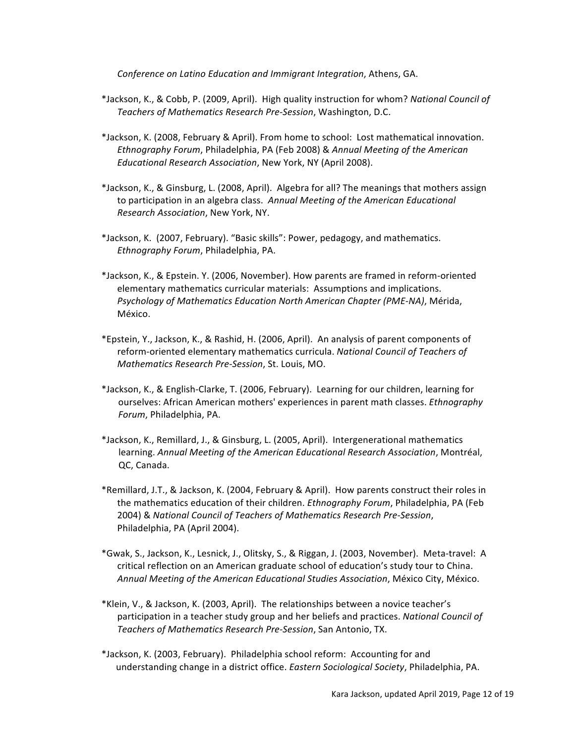*Conference on Latino Education and Immigrant Integration*, Athens, GA.

*Jackson, K., & Cobb, P. (2009, April). High quality instruction for whom? *National Council of Teachers of Mathematics Research Pre-Session*, Washington, D.C.

*Jackson, K. (2008, February & April). From home to school: Lost mathematical innovation. *Ethnography Forum*, Philadelphia, PA (Feb 2008) & *Annual Meeting of the American Educational Research Association*, New York, NY (April 2008).

*Jackson, K., & Ginsburg, L. (2008, April). Algebra for all? The meanings that mothers assign to participation in an algebra class. *Annual Meeting of the American Educational Research Association*, New York, NY.

*Jackson, K. (2007, February). "Basic skills": Power, pedagogy, and mathematics. *Ethnography Forum*, Philadelphia, PA.

*Jackson, K., & Epstein. Y. (2006, November). How parents are framed in reform-oriented elementary mathematics curricular materials: Assumptions and implications. *Psychology of Mathematics Education North American Chapter (PME-NA)*, Mérida, México.

*Epstein, Y., Jackson, K., & Rashid, H. (2006, April). An analysis of parent components of reform-oriented elementary mathematics curricula. *National Council of Teachers of Mathematics Research Pre-Session*, St. Louis, MO.

*Jackson, K., & English-Clarke, T. (2006, February). Learning for our children, learning for ourselves: African American mothers' experiences in parent math classes. *Ethnography Forum*, Philadelphia, PA.

*Jackson, K., Remillard, J., & Ginsburg, L. (2005, April). Intergenerational mathematics learning. *Annual Meeting of the American Educational Research Association*, Montréal, QC, Canada.

*Remillard, J.T., & Jackson, K. (2004, February & April). How parents construct their roles in the mathematics education of their children. *Ethnography Forum*, Philadelphia, PA (Feb 2004) & *National Council of Teachers of Mathematics Research Pre-Session*, Philadelphia, PA (April 2004).

*Gwak, S., Jackson, K., Lesnick, J., Olitsky, S., & Riggan, J. (2003, November). Meta-travel: A critical reflection on an American graduate school of education's study tour to China. *Annual Meeting of the American Educational Studies Association*, México City, México.

*Klein, V., & Jackson, K. (2003, April). The relationships between a novice teacher's participation in a teacher study group and her beliefs and practices. *National Council of Teachers of Mathematics Research Pre-Session*, San Antonio, TX.

*Jackson, K. (2003, February). Philadelphia school reform: Accounting for and understanding change in a district office. *Eastern Sociological Society*, Philadelphia, PA.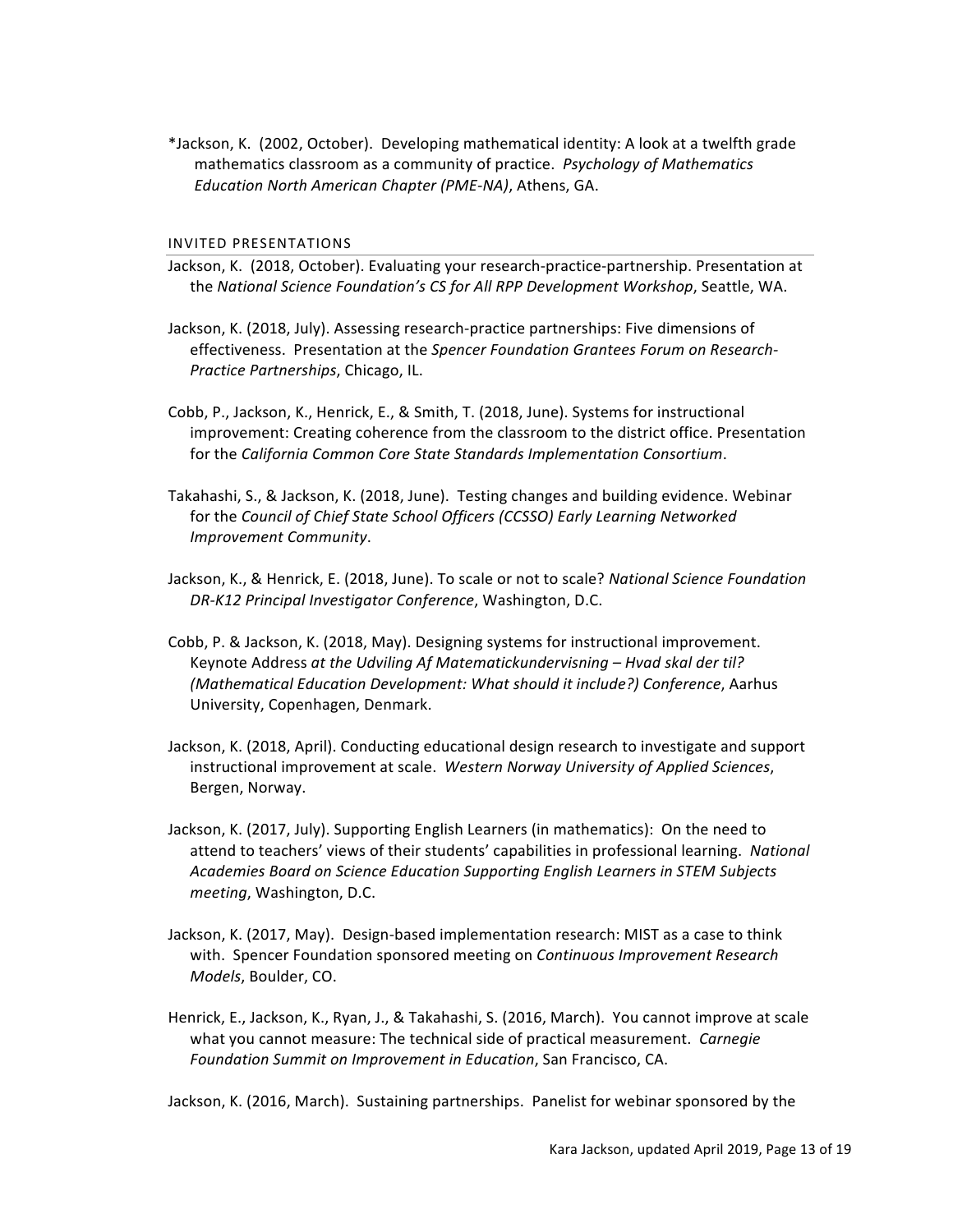*Jackson, K. (2002, October). Developing mathematical identity: A look at a twelfth grade mathematics classroom as a community of practice. *Psychology of Mathematics Education North American Chapter (PME-NA)*, Athens, GA.

## INVITED PRESENTATIONS

Jackson, K. (2018, October). Evaluating your research-practice-partnership. Presentation at the *National Science Foundation's CS for All RPP Development Workshop*, Seattle, WA.

Jackson, K. (2018, July). Assessing research-practice partnerships: Five dimensions of effectiveness. Presentation at the *Spencer Foundation Grantees Forum on Research-Practice Partnerships*, Chicago, IL.

Cobb, P., Jackson, K., Henrick, E., & Smith, T. (2018, June). Systems for instructional improvement: Creating coherence from the classroom to the district office. Presentation for the *California Common Core State Standards Implementation Consortium*.

Takahashi, S., & Jackson, K. (2018, June). Testing changes and building evidence. Webinar for the *Council of Chief State School Officers (CCSSO) Early Learning Networked Improvement Community*.

Jackson, K., & Henrick, E. (2018, June). To scale or not to scale? *National Science Foundation DR-K12 Principal Investigator Conference*, Washington, D.C.

Cobb, P. & Jackson, K. (2018, May). Designing systems for instructional improvement. Keynote Address *at the Udviling Af Matematickundervisning – Hvad skal der til? (Mathematical Education Development: What should it include?) Conference*, Aarhus University, Copenhagen, Denmark.

Jackson, K. (2018, April). Conducting educational design research to investigate and support instructional improvement at scale. *Western Norway University of Applied Sciences*, Bergen, Norway.

Jackson, K. (2017, July). Supporting English Learners (in mathematics): On the need to attend to teachers' views of their students' capabilities in professional learning. *National Academies Board on Science Education Supporting English Learners in STEM Subjects meeting*, Washington, D.C.

Jackson, K. (2017, May). Design-based implementation research: MIST as a case to think with. Spencer Foundation sponsored meeting on *Continuous Improvement Research Models*, Boulder, CO.

Henrick, E., Jackson, K., Ryan, J., & Takahashi, S. (2016, March). You cannot improve at scale what you cannot measure: The technical side of practical measurement. *Carnegie Foundation Summit on Improvement in Education*, San Francisco, CA.

Jackson, K. (2016, March). Sustaining partnerships. Panelist for webinar sponsored by the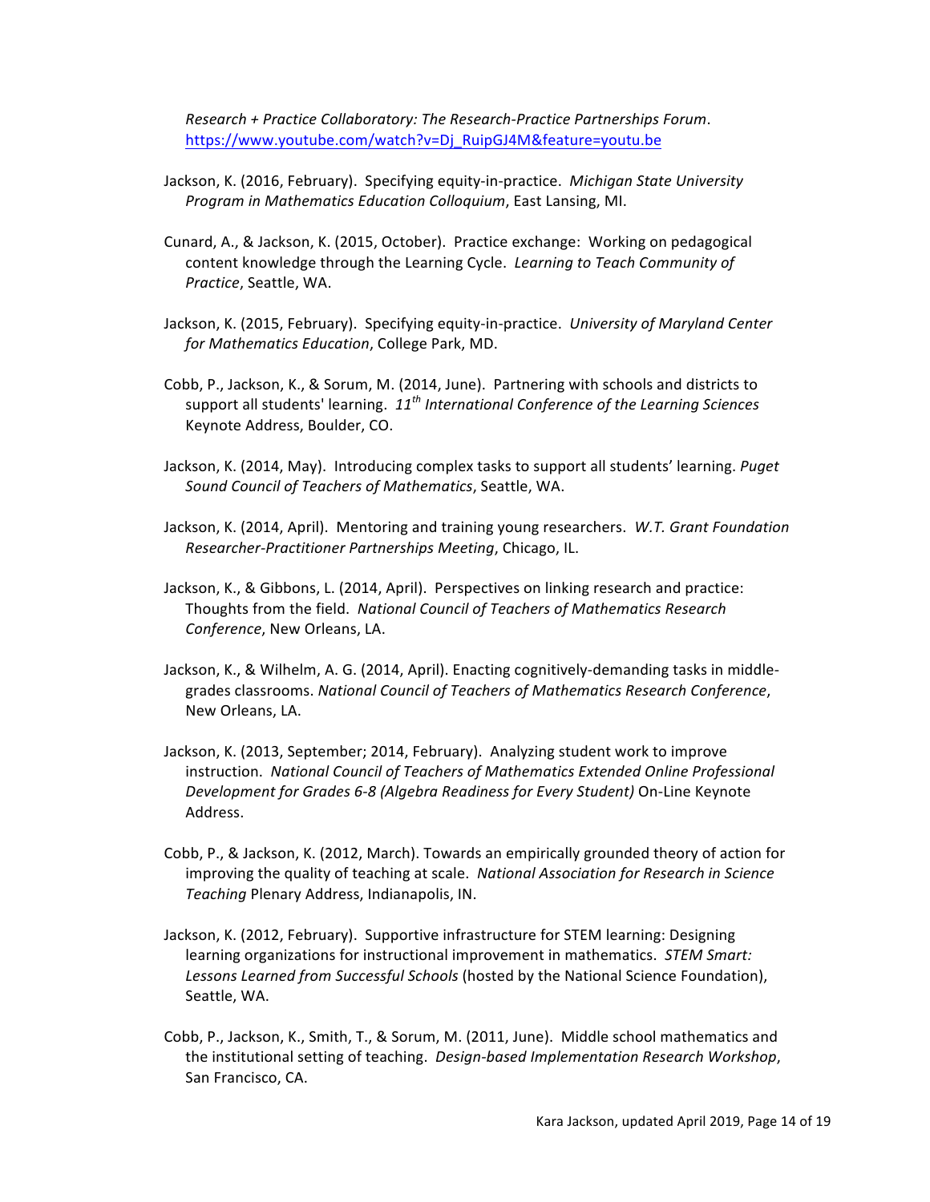*Research + Practice Collaboratory: The Research-Practice Partnerships Forum*. https://www.youtube.com/watch?v=Dj_RuipGJ4M&feature=youtu.be

Jackson, K. (2016, February). Specifying equity-in-practice. *Michigan State University Program in Mathematics Education Colloquium*, East Lansing, MI.

Cunard, A., & Jackson, K. (2015, October). Practice exchange: Working on pedagogical content knowledge through the Learning Cycle. *Learning to Teach Community of Practice*, Seattle, WA.

Jackson, K. (2015, February). Specifying equity-in-practice. *University of Maryland Center for Mathematics Education*, College Park, MD.

Cobb, P., Jackson, K., & Sorum, M. (2014, June). Partnering with schools and districts to support all students' learning. *11th International Conference of the Learning Sciences* Keynote Address, Boulder, CO.

Jackson, K. (2014, May). Introducing complex tasks to support all students' learning. *Puget Sound Council of Teachers of Mathematics*, Seattle, WA.

Jackson, K. (2014, April). Mentoring and training young researchers. *W.T. Grant Foundation Researcher-Practitioner Partnerships Meeting*, Chicago, IL.

Jackson, K., & Gibbons, L. (2014, April). Perspectives on linking research and practice: Thoughts from the field. *National Council of Teachers of Mathematics Research Conference*, New Orleans, LA.

Jackson, K., & Wilhelm, A. G. (2014, April). Enacting cognitively-demanding tasks in middle-grades classrooms. *National Council of Teachers of Mathematics Research Conference*, New Orleans, LA.

Jackson, K. (2013, September; 2014, February). Analyzing student work to improve instruction. *National Council of Teachers of Mathematics Extended Online Professional Development for Grades 6-8 (Algebra Readiness for Every Student)* On-Line Keynote Address.

Cobb, P., & Jackson, K. (2012, March). Towards an empirically grounded theory of action for improving the quality of teaching at scale. *National Association for Research in Science Teaching* Plenary Address, Indianapolis, IN.

Jackson, K. (2012, February). Supportive infrastructure for STEM learning: Designing learning organizations for instructional improvement in mathematics. *STEM Smart: Lessons Learned from Successful Schools* (hosted by the National Science Foundation), Seattle, WA.

Cobb, P., Jackson, K., Smith, T., & Sorum, M. (2011, June). Middle school mathematics and the institutional setting of teaching. *Design-based Implementation Research Workshop*, San Francisco, CA.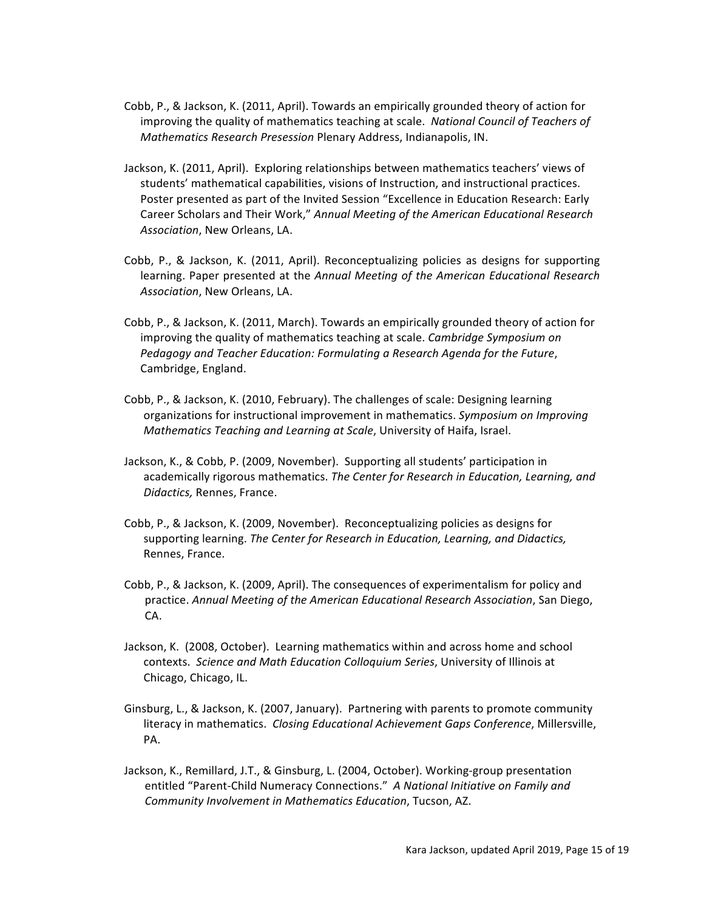Cobb, P., & Jackson, K. (2011, April). Towards an empirically grounded theory of action for improving the quality of mathematics teaching at scale. *National Council of Teachers of Mathematics Research Presession* Plenary Address, Indianapolis, IN.

Jackson, K. (2011, April). Exploring relationships between mathematics teachers' views of students' mathematical capabilities, visions of Instruction, and instructional practices. Poster presented as part of the Invited Session "Excellence in Education Research: Early Career Scholars and Their Work," *Annual Meeting of the American Educational Research Association*, New Orleans, LA.

Cobb, P., & Jackson, K. (2011, April). Reconceptualizing policies as designs for supporting learning. Paper presented at the *Annual Meeting of the American Educational Research Association*, New Orleans, LA.

Cobb, P., & Jackson, K. (2011, March). Towards an empirically grounded theory of action for improving the quality of mathematics teaching at scale. *Cambridge Symposium on Pedagogy and Teacher Education: Formulating a Research Agenda for the Future*, Cambridge, England.

Cobb, P., & Jackson, K. (2010, February). The challenges of scale: Designing learning organizations for instructional improvement in mathematics. *Symposium on Improving Mathematics Teaching and Learning at Scale*, University of Haifa, Israel.

Jackson, K., & Cobb, P. (2009, November). Supporting all students' participation in academically rigorous mathematics. *The Center for Research in Education, Learning, and Didactics,* Rennes, France.

Cobb, P., & Jackson, K. (2009, November). Reconceptualizing policies as designs for supporting learning. *The Center for Research in Education, Learning, and Didactics,* Rennes, France.

Cobb, P., & Jackson, K. (2009, April). The consequences of experimentalism for policy and practice. *Annual Meeting of the American Educational Research Association*, San Diego, CA.

Jackson, K. (2008, October). Learning mathematics within and across home and school contexts. *Science and Math Education Colloquium Series*, University of Illinois at Chicago, Chicago, IL.

Ginsburg, L., & Jackson, K. (2007, January). Partnering with parents to promote community literacy in mathematics. *Closing Educational Achievement Gaps Conference*, Millersville, PA.

Jackson, K., Remillard, J.T., & Ginsburg, L. (2004, October). Working-group presentation entitled "Parent-Child Numeracy Connections." *A National Initiative on Family and Community Involvement in Mathematics Education*, Tucson, AZ.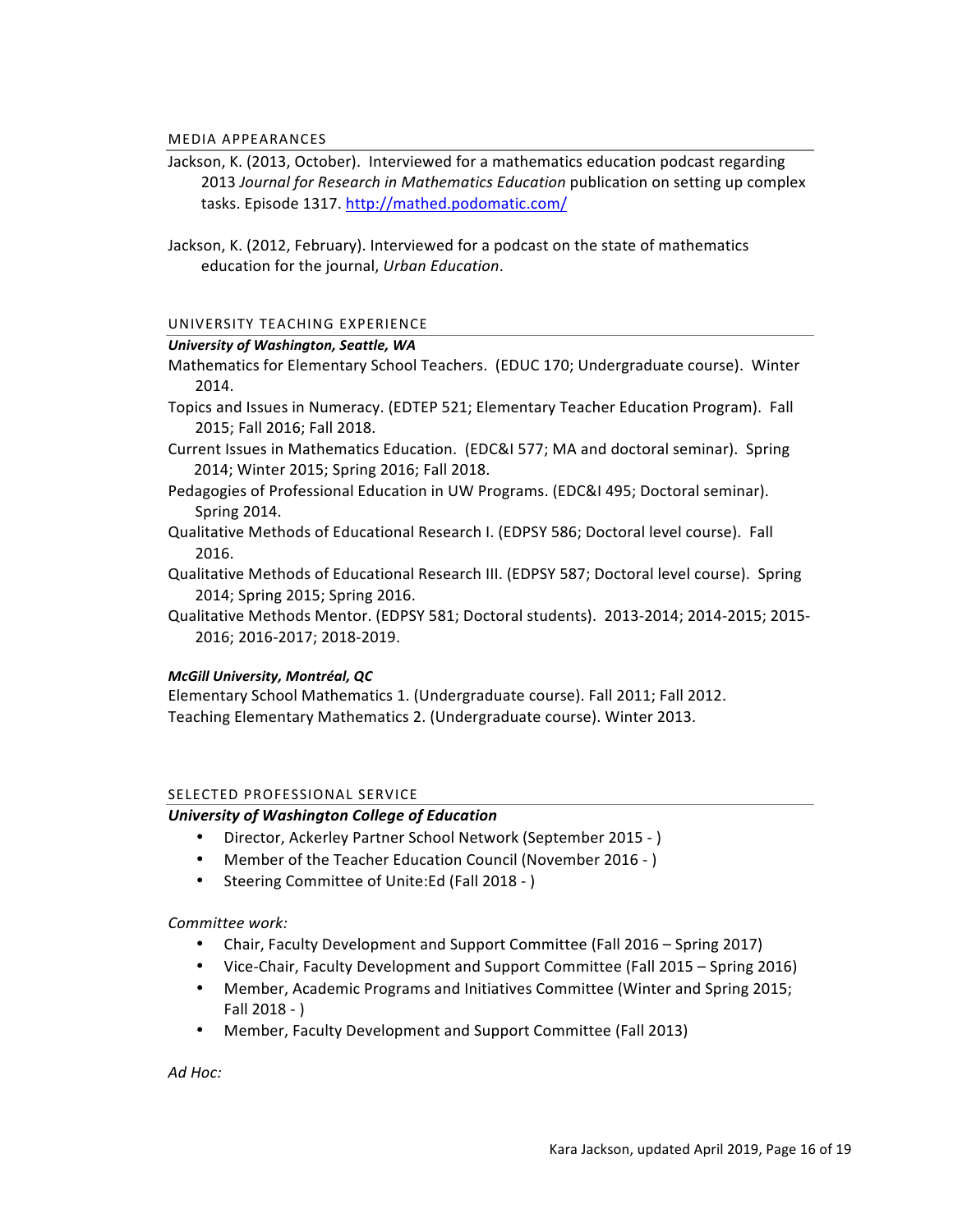## MEDIA APPEARANCES

Jackson, K. (2013, October). Interviewed for a mathematics education podcast regarding 2013 *Journal for Research in Mathematics Education* publication on setting up complex tasks. Episode 1317. http://mathed.podomatic.com/

Jackson, K. (2012, February). Interviewed for a podcast on the state of mathematics education for the journal, *Urban Education*.

## UNIVERSITY TEACHING EXPERIENCE

***University of Washington, Seattle, WA***

Mathematics for Elementary School Teachers. (EDUC 170; Undergraduate course). Winter 2014.

Topics and Issues in Numeracy. (EDTEP 521; Elementary Teacher Education Program). Fall 2015; Fall 2016; Fall 2018.

Current Issues in Mathematics Education. (EDC&I 577; MA and doctoral seminar). Spring 2014; Winter 2015; Spring 2016; Fall 2018.

Pedagogies of Professional Education in UW Programs. (EDC&I 495; Doctoral seminar). Spring 2014.

Qualitative Methods of Educational Research I. (EDPSY 586; Doctoral level course). Fall 2016.

Qualitative Methods of Educational Research III. (EDPSY 587; Doctoral level course). Spring 2014; Spring 2015; Spring 2016.

Qualitative Methods Mentor. (EDPSY 581; Doctoral students). 2013-2014; 2014-2015; 2015-2016; 2016-2017; 2018-2019.

***McGill University, Montréal, QC***

Elementary School Mathematics 1. (Undergraduate course). Fall 2011; Fall 2012.

Teaching Elementary Mathematics 2. (Undergraduate course). Winter 2013.

## SELECTED PROFESSIONAL SERVICE

***University of Washington College of Education***

- Director, Ackerley Partner School Network (September 2015 - )
- Member of the Teacher Education Council (November 2016 - )
- Steering Committee of Unite:Ed (Fall 2018 - )

*Committee work:*

- Chair, Faculty Development and Support Committee (Fall 2016 – Spring 2017)
- Vice-Chair, Faculty Development and Support Committee (Fall 2015 – Spring 2016)
- Member, Academic Programs and Initiatives Committee (Winter and Spring 2015; Fall 2018 - )
- Member, Faculty Development and Support Committee (Fall 2013)

*Ad Hoc:*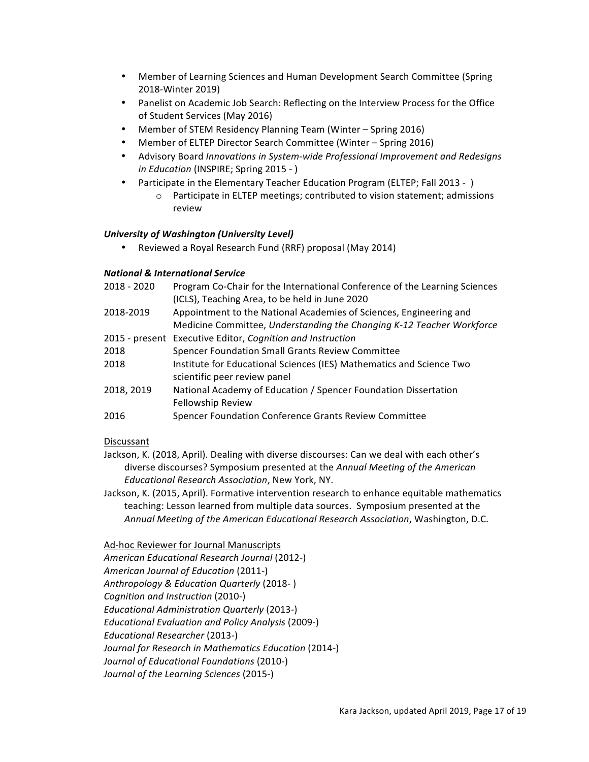- Member of Learning Sciences and Human Development Search Committee (Spring 2018-Winter 2019)
- Panelist on Academic Job Search: Reflecting on the Interview Process for the Office of Student Services (May 2016)
- Member of STEM Residency Planning Team (Winter – Spring 2016)
- Member of ELTEP Director Search Committee (Winter – Spring 2016)
- Advisory Board *Innovations in System-wide Professional Improvement and Redesigns in Education* (INSPIRE; Spring 2015 - )
- Participate in the Elementary Teacher Education Program (ELTEP; Fall 2013 - )
    - Participate in ELTEP meetings; contributed to vision statement; admissions review

***University of Washington (University Level)***

- Reviewed a Royal Research Fund (RRF) proposal (May 2014)

***National & International Service***

| | |
|---|---|
| 2018 - 2020 | Program Co-Chair for the International Conference of the Learning Sciences (ICLS), Teaching Area, to be held in June 2020 |
| 2018-2019 | Appointment to the National Academies of Sciences, Engineering and Medicine Committee, *Understanding the Changing K-12 Teacher Workforce* |
| 2015 - present | Executive Editor, *Cognition and Instruction* |
| 2018 | Spencer Foundation Small Grants Review Committee |
| 2018 | Institute for Educational Sciences (IES) Mathematics and Science Two scientific peer review panel |
| 2018, 2019 | National Academy of Education / Spencer Foundation Dissertation Fellowship Review |
| 2016 | Spencer Foundation Conference Grants Review Committee |

<u>Discussant</u>

Jackson, K. (2018, April). Dealing with diverse discourses: Can we deal with each other's diverse discourses? Symposium presented at the *Annual Meeting of the American Educational Research Association*, New York, NY.

Jackson, K. (2015, April). Formative intervention research to enhance equitable mathematics teaching: Lesson learned from multiple data sources. Symposium presented at the *Annual Meeting of the American Educational Research Association*, Washington, D.C.

<u>Ad-hoc Reviewer for Journal Manuscripts</u>

*American Educational Research Journal* (2012-)
*American Journal of Education* (2011-)
*Anthropology & Education Quarterly* (2018- )
*Cognition and Instruction* (2010-)
*Educational Administration Quarterly* (2013-)
*Educational Evaluation and Policy Analysis* (2009-)
*Educational Researcher* (2013-)
*Journal for Research in Mathematics Education* (2014-)
*Journal of Educational Foundations* (2010-)
*Journal of the Learning Sciences* (2015-)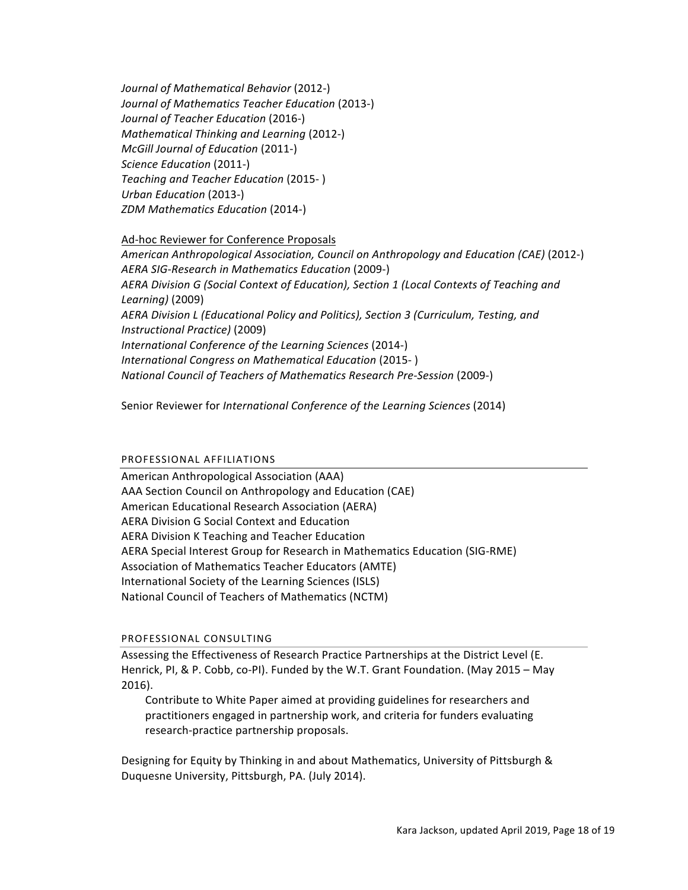*Journal of Mathematical Behavior* (2012-)
*Journal of Mathematics Teacher Education* (2013-)
*Journal of Teacher Education* (2016-)
*Mathematical Thinking and Learning* (2012-)
*McGill Journal of Education* (2011-)
*Science Education* (2011-)
*Teaching and Teacher Education* (2015- )
*Urban Education* (2013-)
*ZDM Mathematics Education* (2014-)

Ad-hoc Reviewer for Conference Proposals
*American Anthropological Association, Council on Anthropology and Education (CAE)* (2012-)
*AERA SIG-Research in Mathematics Education* (2009-)
*AERA Division G (Social Context of Education), Section 1 (Local Contexts of Teaching and Learning)* (2009)
*AERA Division L (Educational Policy and Politics), Section 3 (Curriculum, Testing, and Instructional Practice)* (2009)
*International Conference of the Learning Sciences* (2014-)
*International Congress on Mathematical Education* (2015- )
*National Council of Teachers of Mathematics Research Pre-Session* (2009-)

Senior Reviewer for *International Conference of the Learning Sciences* (2014)

## PROFESSIONAL AFFILIATIONS

American Anthropological Association (AAA)
AAA Section Council on Anthropology and Education (CAE)
American Educational Research Association (AERA)
AERA Division G Social Context and Education
AERA Division K Teaching and Teacher Education
AERA Special Interest Group for Research in Mathematics Education (SIG-RME)
Association of Mathematics Teacher Educators (AMTE)
International Society of the Learning Sciences (ISLS)
National Council of Teachers of Mathematics (NCTM)

## PROFESSIONAL CONSULTING

Assessing the Effectiveness of Research Practice Partnerships at the District Level (E. Henrick, PI, & P. Cobb, co-PI). Funded by the W.T. Grant Foundation. (May 2015 – May 2016).

Contribute to White Paper aimed at providing guidelines for researchers and practitioners engaged in partnership work, and criteria for funders evaluating research-practice partnership proposals.

Designing for Equity by Thinking in and about Mathematics, University of Pittsburgh & Duquesne University, Pittsburgh, PA. (July 2014).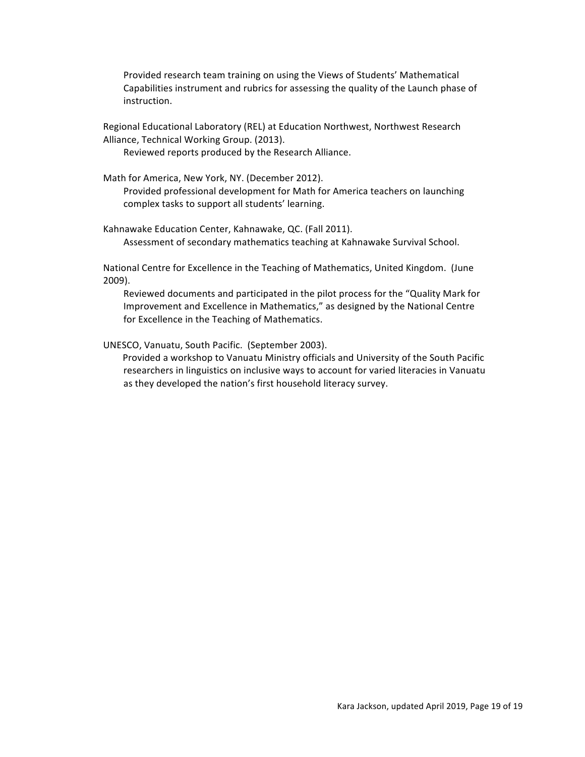Provided research team training on using the Views of Students' Mathematical Capabilities instrument and rubrics for assessing the quality of the Launch phase of instruction.

Regional Educational Laboratory (REL) at Education Northwest, Northwest Research Alliance, Technical Working Group. (2013).
Reviewed reports produced by the Research Alliance.

Math for America, New York, NY. (December 2012).
Provided professional development for Math for America teachers on launching complex tasks to support all students' learning.

Kahnawake Education Center, Kahnawake, QC. (Fall 2011).
Assessment of secondary mathematics teaching at Kahnawake Survival School.

National Centre for Excellence in the Teaching of Mathematics, United Kingdom. (June 2009).
Reviewed documents and participated in the pilot process for the "Quality Mark for Improvement and Excellence in Mathematics," as designed by the National Centre for Excellence in the Teaching of Mathematics.

UNESCO, Vanuatu, South Pacific. (September 2003).
Provided a workshop to Vanuatu Ministry officials and University of the South Pacific researchers in linguistics on inclusive ways to account for varied literacies in Vanuatu as they developed the nation's first household literacy survey.